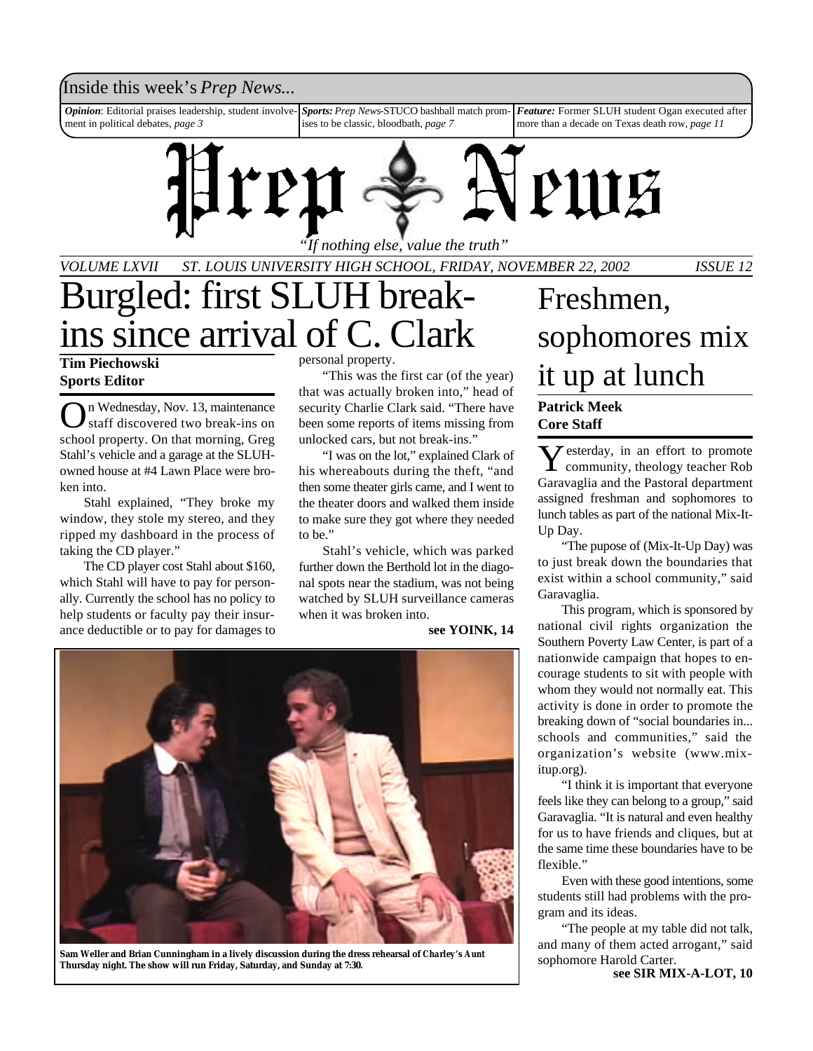Inside this week's *Prep News*...

***Opinion***: Editorial praises leadership, student involvement in political debates, *page 3*

***Sports:*** *Prep News*-STUCO bashball match promises to be classic, bloodbath, *page 7*

***Feature:*** Former SLUH student Ogan executed after more than a decade on Texas death row, *page 11*

# Prep News

*"If nothing else, value the truth"*

*VOLUME LXVII — ST. LOUIS UNIVERSITY HIGH SCHOOL, FRIDAY, NOVEMBER 22, 2002 — ISSUE 12*

# Burgled: first SLUH break-ins since arrival of C. Clark

**Tim Piechowski**
**Sports Editor**

On Wednesday, Nov. 13, maintenance staff discovered two break-ins on school property. On that morning, Greg Stahl's vehicle and a garage at the SLUH-owned house at #4 Lawn Place were broken into.

Stahl explained, "They broke my window, they stole my stereo, and they ripped my dashboard in the process of taking the CD player."

The CD player cost Stahl about $160, which Stahl will have to pay for personally. Currently the school has no policy to help students or faculty pay their insurance deductible or to pay for damages to personal property.

"This was the first car (of the year) that was actually broken into," head of security Charlie Clark said. "There have been some reports of items missing from unlocked cars, but not break-ins."

"I was on the lot," explained Clark of his whereabouts during the theft, "and then some theater girls came, and I went to the theater doors and walked them inside to make sure they got where they needed to be."

Stahl's vehicle, which was parked further down the Berthold lot in the diagonal spots near the stadium, was not being watched by SLUH surveillance cameras when it was broken into.

**see YOINK, 14**

**Sam Weller and Brian Cunningham in a lively discussion during the dress rehearsal of *Charley's Aunt* Thursday night. The show will run Friday, Saturday, and Sunday at 7:30.**

# Freshmen, sophomores mix it up at lunch

**Patrick Meek**
**Core Staff**

Yesterday, in an effort to promote community, theology teacher Rob Garavaglia and the Pastoral department assigned freshman and sophomores to lunch tables as part of the national Mix-It-Up Day.

"The pupose of (Mix-It-Up Day) was to just break down the boundaries that exist within a school community," said Garavaglia.

This program, which is sponsored by national civil rights organization the Southern Poverty Law Center, is part of a nationwide campaign that hopes to encourage students to sit with people with whom they would not normally eat. This activity is done in order to promote the breaking down of "social boundaries in... schools and communities," said the organization's website (www.mix-itup.org).

"I think it is important that everyone feels like they can belong to a group," said Garavaglia. "It is natural and even healthy for us to have friends and cliques, but at the same time these boundaries have to be flexible."

Even with these good intentions, some students still had problems with the program and its ideas.

"The people at my table did not talk, and many of them acted arrogant," said sophomore Harold Carter.

**see SIR MIX-A-LOT, 10**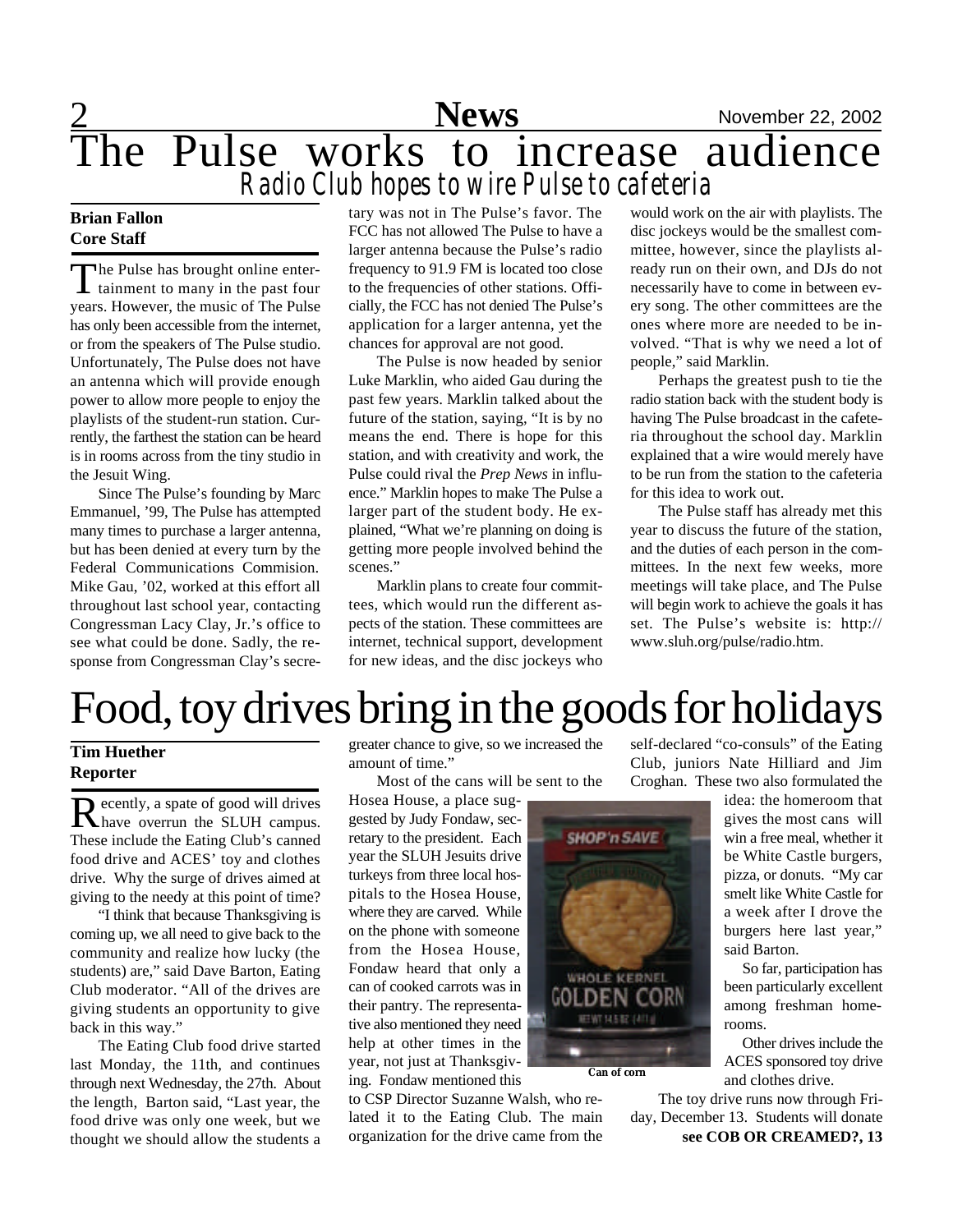# The Pulse works to increase audience

## Radio Club hopes to wire Pulse to cafeteria

**Brian Fallon**
**Core Staff**

The Pulse has brought online entertainment to many in the past four years. However, the music of The Pulse has only been accessible from the internet, or from the speakers of The Pulse studio. Unfortunately, The Pulse does not have an antenna which will provide enough power to allow more people to enjoy the playlists of the student-run station. Currently, the farthest the station can be heard is in rooms across from the tiny studio in the Jesuit Wing.

Since The Pulse's founding by Marc Emmanuel, '99, The Pulse has attempted many times to purchase a larger antenna, but has been denied at every turn by the Federal Communications Commision. Mike Gau, '02, worked at this effort all throughout last school year, contacting Congressman Lacy Clay, Jr.'s office to see what could be done. Sadly, the response from Congressman Clay's secretary was not in The Pulse's favor. The FCC has not allowed The Pulse to have a larger antenna because the Pulse's radio frequency to 91.9 FM is located too close to the frequencies of other stations. Officially, the FCC has not denied The Pulse's application for a larger antenna, yet the chances for approval are not good.

The Pulse is now headed by senior Luke Marklin, who aided Gau during the past few years. Marklin talked about the future of the station, saying, "It is by no means the end. There is hope for this station, and with creativity and work, the Pulse could rival the *Prep News* in influence." Marklin hopes to make The Pulse a larger part of the student body. He explained, "What we're planning on doing is getting more people involved behind the scenes."

Marklin plans to create four committees, which would run the different aspects of the station. These committees are internet, technical support, development for new ideas, and the disc jockeys who would work on the air with playlists. The disc jockeys would be the smallest committee, however, since the playlists already run on their own, and DJs do not necessarily have to come in between every song. The other committees are the ones where more are needed to be involved. "That is why we need a lot of people," said Marklin.

Perhaps the greatest push to tie the radio station back with the student body is having The Pulse broadcast in the cafeteria throughout the school day. Marklin explained that a wire would merely have to be run from the station to the cafeteria for this idea to work out.

The Pulse staff has already met this year to discuss the future of the station, and the duties of each person in the committees. In the next few weeks, more meetings will take place, and The Pulse will begin work to achieve the goals it has set. The Pulse's website is: http://www.sluh.org/pulse/radio.htm.

# Food, toy drives bring in the goods for holidays

**Tim Huether**
**Reporter**

Recently, a spate of good will drives have overrun the SLUH campus. These include the Eating Club's canned food drive and ACES' toy and clothes drive. Why the surge of drives aimed at giving to the needy at this point of time?

"I think that because Thanksgiving is coming up, we all need to give back to the community and realize how lucky (the students) are," said Dave Barton, Eating Club moderator. "All of the drives are giving students an opportunity to give back in this way."

The Eating Club food drive started last Monday, the 11th, and continues through next Wednesday, the 27th. About the length, Barton said, "Last year, the food drive was only one week, but we thought we should allow the students a greater chance to give, so we increased the amount of time."

Most of the cans will be sent to the Hosea House, a place suggested by Judy Fondaw, secretary to the president. Each year the SLUH Jesuits drive turkeys from three local hospitals to the Hosea House, where they are carved. While on the phone with someone from the Hosea House, Fondaw heard that only a can of cooked carrots was in their pantry. The representative also mentioned they need help at other times in the year, not just at Thanksgiving. Fondaw mentioned this to CSP Director Suzanne Walsh, who related it to the Eating Club. The main organization for the drive came from the self-declared "co-consuls" of the Eating Club, juniors Nate Hilliard and Jim Croghan. These two also formulated the idea: the homeroom that gives the most cans will win a free meal, whether it be White Castle burgers, pizza, or donuts. "My car smelt like White Castle for a week after I drove the burgers here last year," said Barton.

Can of corn

So far, participation has been particularly excellent among freshman homerooms.

Other drives include the ACES sponsored toy drive and clothes drive.

The toy drive runs now through Friday, December 13. Students will donate

**see COB OR CREAMED?, 13**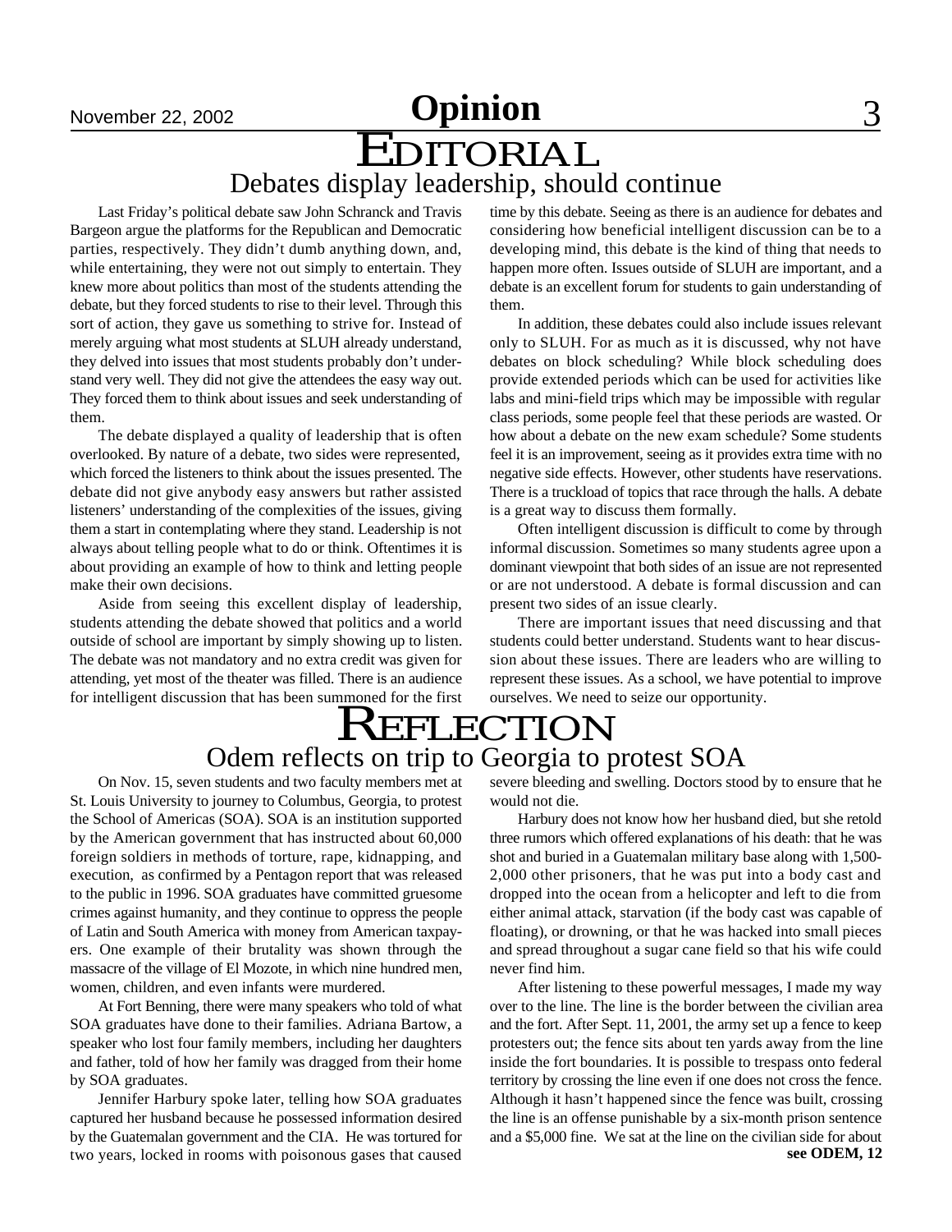# Editorial

## Debates display leadership, should continue

Last Friday's political debate saw John Schranck and Travis Bargeon argue the platforms for the Republican and Democratic parties, respectively. They didn't dumb anything down, and, while entertaining, they were not out simply to entertain. They knew more about politics than most of the students attending the debate, but they forced students to rise to their level. Through this sort of action, they gave us something to strive for. Instead of merely arguing what most students at SLUH already understand, they delved into issues that most students probably don't understand very well. They did not give the attendees the easy way out. They forced them to think about issues and seek understanding of them.

The debate displayed a quality of leadership that is often overlooked. By nature of a debate, two sides were represented, which forced the listeners to think about the issues presented. The debate did not give anybody easy answers but rather assisted listeners' understanding of the complexities of the issues, giving them a start in contemplating where they stand. Leadership is not always about telling people what to do or think. Oftentimes it is about providing an example of how to think and letting people make their own decisions.

Aside from seeing this excellent display of leadership, students attending the debate showed that politics and a world outside of school are important by simply showing up to listen. The debate was not mandatory and no extra credit was given for attending, yet most of the theater was filled. There is an audience for intelligent discussion that has been summoned for the first time by this debate. Seeing as there is an audience for debates and considering how beneficial intelligent discussion can be to a developing mind, this debate is the kind of thing that needs to happen more often. Issues outside of SLUH are important, and a debate is an excellent forum for students to gain understanding of them.

In addition, these debates could also include issues relevant only to SLUH. For as much as it is discussed, why not have debates on block scheduling? While block scheduling does provide extended periods which can be used for activities like labs and mini-field trips which may be impossible with regular class periods, some people feel that these periods are wasted. Or how about a debate on the new exam schedule? Some students feel it is an improvement, seeing as it provides extra time with no negative side effects. However, other students have reservations. There is a truckload of topics that race through the halls. A debate is a great way to discuss them formally.

Often intelligent discussion is difficult to come by through informal discussion. Sometimes so many students agree upon a dominant viewpoint that both sides of an issue are not represented or are not understood. A debate is formal discussion and can present two sides of an issue clearly.

There are important issues that need discussing and that students could better understand. Students want to hear discussion about these issues. There are leaders who are willing to represent these issues. As a school, we have potential to improve ourselves. We need to seize our opportunity.

# Reflection

## Odem reflects on trip to Georgia to protest SOA

On Nov. 15, seven students and two faculty members met at St. Louis University to journey to Columbus, Georgia, to protest the School of Americas (SOA). SOA is an institution supported by the American government that has instructed about 60,000 foreign soldiers in methods of torture, rape, kidnapping, and execution, as confirmed by a Pentagon report that was released to the public in 1996. SOA graduates have committed gruesome crimes against humanity, and they continue to oppress the people of Latin and South America with money from American taxpayers. One example of their brutality was shown through the massacre of the village of El Mozote, in which nine hundred men, women, children, and even infants were murdered.

At Fort Benning, there were many speakers who told of what SOA graduates have done to their families. Adriana Bartow, a speaker who lost four family members, including her daughters and father, told of how her family was dragged from their home by SOA graduates.

Jennifer Harbury spoke later, telling how SOA graduates captured her husband because he possessed information desired by the Guatemalan government and the CIA. He was tortured for two years, locked in rooms with poisonous gases that caused severe bleeding and swelling. Doctors stood by to ensure that he would not die.

Harbury does not know how her husband died, but she retold three rumors which offered explanations of his death: that he was shot and buried in a Guatemalan military base along with 1,500-2,000 other prisoners, that he was put into a body cast and dropped into the ocean from a helicopter and left to die from either animal attack, starvation (if the body cast was capable of floating), or drowning, or that he was hacked into small pieces and spread throughout a sugar cane field so that his wife could never find him.

After listening to these powerful messages, I made my way over to the line. The line is the border between the civilian area and the fort. After Sept. 11, 2001, the army set up a fence to keep protesters out; the fence sits about ten yards away from the line inside the fort boundaries. It is possible to trespass onto federal territory by crossing the line even if one does not cross the fence. Although it hasn't happened since the fence was built, crossing the line is an offense punishable by a six-month prison sentence and a $5,000 fine. We sat at the line on the civilian side for about

**see ODEM, 12**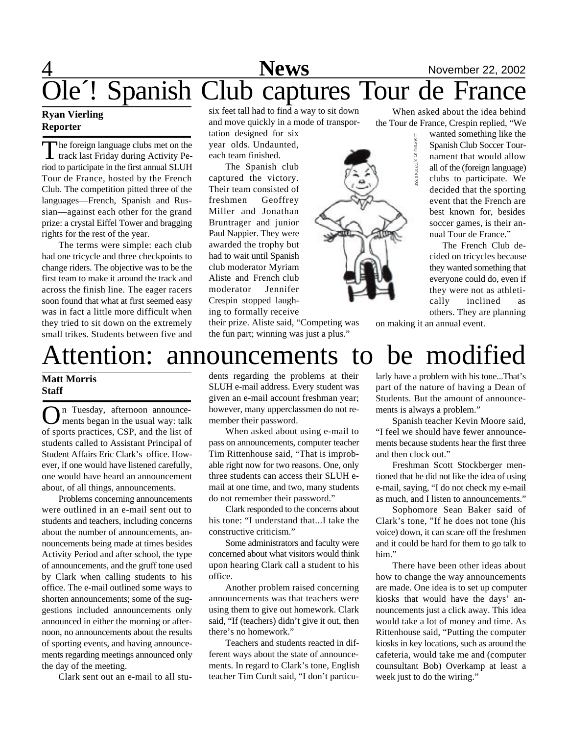# Ole´! Spanish Club captures Tour de France

**Ryan Vierling**
**Reporter**

The foreign language clubs met on the track last Friday during Activity Period to participate in the first annual SLUH Tour de France, hosted by the French Club. The competition pitted three of the languages—French, Spanish and Russian—against each other for the grand prize: a crystal Eiffel Tower and bragging rights for the rest of the year.

The terms were simple: each club had one tricycle and three checkpoints to change riders. The objective was to be the first team to make it around the track and across the finish line. The eager racers soon found that what at first seemed easy was in fact a little more difficult when they tried to sit down on the extremely small trikes. Students between five and six feet tall had to find a way to sit down and move quickly in a mode of transportation designed for six year olds. Undaunted, each team finished.

The Spanish club captured the victory. Their team consisted of freshmen Geoffrey Miller and Jonathan Bruntrager and junior Paul Nappier. They were awarded the trophy but had to wait until Spanish club moderator Myriam Aliste and French club moderator Jennifer Crespin stopped laughing to formally receive their prize. Aliste said, "Competing was the fun part; winning was just a plus."

DRAWING BY STEPHEN RISSE

When asked about the idea behind the Tour de France, Crespin replied, "We wanted something like the Spanish Club Soccer Tournament that would allow all of the (foreign language) clubs to participate. We decided that the sporting event that the French are best known for, besides soccer games, is their annual Tour de France."

The French Club decided on tricycles because they wanted something that everyone could do, even if they were not as athletically inclined as others. They are planning on making it an annual event.

# Attention: announcements to be modified

**Matt Morris**
**Staff**

On Tuesday, afternoon announcements began in the usual way: talk of sports practices, CSP, and the list of students called to Assistant Principal of Student Affairs Eric Clark's office. However, if one would have listened carefully, one would have heard an announcement about, of all things, announcements.

Problems concerning announcements were outlined in an e-mail sent out to students and teachers, including concerns about the number of announcements, announcements being made at times besides Activity Period and after school, the type of announcements, and the gruff tone used by Clark when calling students to his office. The e-mail outlined some ways to shorten announcements; some of the suggestions included announcements only announced in either the morning or afternoon, no announcements about the results of sporting events, and having announcements regarding meetings announced only the day of the meeting.

Clark sent out an e-mail to all students regarding the problems at their SLUH e-mail address. Every student was given an e-mail account freshman year; however, many upperclassmen do not remember their password.

When asked about using e-mail to pass on announcements, computer teacher Tim Rittenhouse said, "That is improbable right now for two reasons. One, only three students can access their SLUH e-mail at one time, and two, many students do not remember their password."

Clark responded to the concerns about his tone: "I understand that...I take the constructive criticism."

Some administrators and faculty were concerned about what visitors would think upon hearing Clark call a student to his office.

Another problem raised concerning announcements was that teachers were using them to give out homework. Clark said, "If (teachers) didn't give it out, then there's no homework."

Teachers and students reacted in different ways about the state of announcements. In regard to Clark's tone, English teacher Tim Curdt said, "I don't particularly have a problem with his tone...That's part of the nature of having a Dean of Students. But the amount of announcements is always a problem."

Spanish teacher Kevin Moore said, "I feel we should have fewer announcements because students hear the first three and then clock out."

Freshman Scott Stockberger mentioned that he did not like the idea of using e-mail, saying, "I do not check my e-mail as much, and I listen to announcements."

Sophomore Sean Baker said of Clark's tone, "If he does not tone (his voice) down, it can scare off the freshmen and it could be hard for them to go talk to him."

There have been other ideas about how to change the way announcements are made. One idea is to set up computer kiosks that would have the days' announcements just a click away. This idea would take a lot of money and time. As Rittenhouse said, "Putting the computer kiosks in key locations, such as around the cafeteria, would take me and (computer counsultant Bob) Overkamp at least a week just to do the wiring."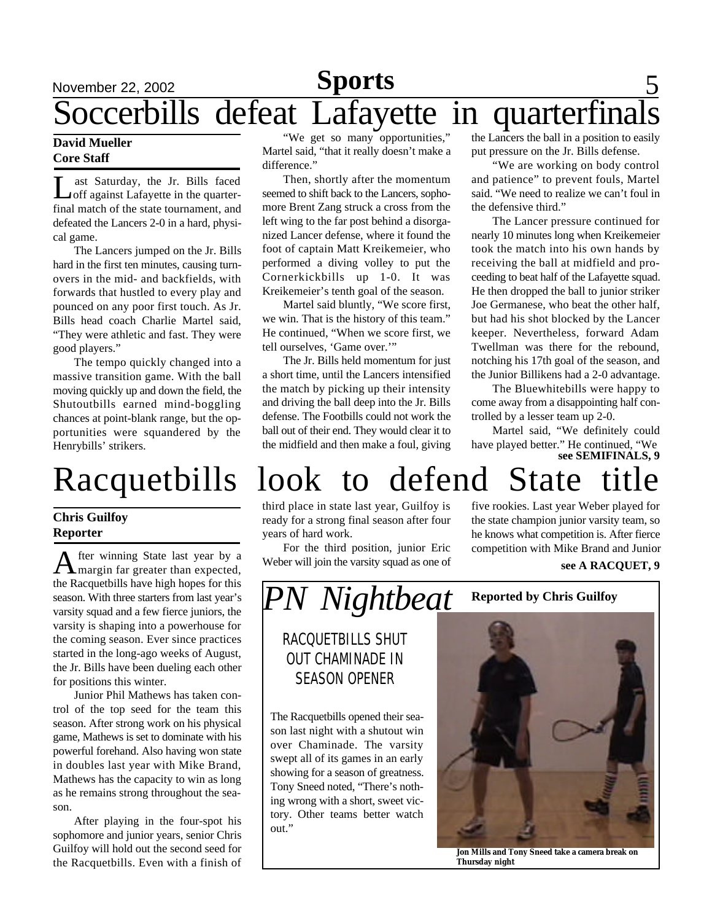# Soccerbills defeat Lafayette in quarterfinals

**David Mueller**
**Core Staff**

Last Saturday, the Jr. Bills faced off against Lafayette in the quarterfinal match of the state tournament, and defeated the Lancers 2-0 in a hard, physical game.

The Lancers jumped on the Jr. Bills hard in the first ten minutes, causing turnovers in the mid- and backfields, with forwards that hustled to every play and pounced on any poor first touch. As Jr. Bills head coach Charlie Martel said, "They were athletic and fast. They were good players."

The tempo quickly changed into a massive transition game. With the ball moving quickly up and down the field, the Shutoutbills earned mind-boggling chances at point-blank range, but the opportunities were squandered by the Henrybills' strikers.

"We get so many opportunities," Martel said, "that it really doesn't make a difference."

Then, shortly after the momentum seemed to shift back to the Lancers, sophomore Brent Zang struck a cross from the left wing to the far post behind a disorganized Lancer defense, where it found the foot of captain Matt Kreikemeier, who performed a diving volley to put the Cornerkickbills up 1-0. It was Kreikemeier's tenth goal of the season.

Martel said bluntly, "We score first, we win. That is the history of this team." He continued, "When we score first, we tell ourselves, 'Game over.'"

The Jr. Bills held momentum for just a short time, until the Lancers intensified the match by picking up their intensity and driving the ball deep into the Jr. Bills defense. The Footbills could not work the ball out of their end. They would clear it to the midfield and then make a foul, giving the Lancers the ball in a position to easily put pressure on the Jr. Bills defense.

"We are working on body control and patience" to prevent fouls, Martel said. "We need to realize we can't foul in the defensive third."

The Lancer pressure continued for nearly 10 minutes long when Kreikemeier took the match into his own hands by receiving the ball at midfield and proceeding to beat half of the Lafayette squad. He then dropped the ball to junior striker Joe Germanese, who beat the other half, but had his shot blocked by the Lancer keeper. Nevertheless, forward Adam Twellman was there for the rebound, notching his 17th goal of the season, and the Junior Billikens had a 2-0 advantage.

The Bluewhitebills were happy to come away from a disappointing half controlled by a lesser team up 2-0.

Martel said, "We definitely could have played better." He continued, "We

**see SEMIFINALS, 9**

# Racquetbills look to defend State title

**Chris Guilfoy**
**Reporter**

After winning State last year by a margin far greater than expected, the Racquetbills have high hopes for this season. With three starters from last year's varsity squad and a few fierce juniors, the varsity is shaping into a powerhouse for the coming season. Ever since practices started in the long-ago weeks of August, the Jr. Bills have been dueling each other for positions this winter.

Junior Phil Mathews has taken control of the top seed for the team this season. After strong work on his physical game, Mathews is set to dominate with his powerful forehand. Also having won state in doubles last year with Mike Brand, Mathews has the capacity to win as long as he remains strong throughout the season.

After playing in the four-spot his sophomore and junior years, senior Chris Guilfoy will hold out the second seed for the Racquetbills. Even with a finish of third place in state last year, Guilfoy is ready for a strong final season after four years of hard work.

For the third position, junior Eric Weber will join the varsity squad as one of five rookies. Last year Weber played for the state champion junior varsity team, so he knows what competition is. After fierce competition with Mike Brand and Junior

**see A RACQUET, 9**

## *PN Nightbeat*

**Reported by Chris Guilfoy**

### RACQUETBILLS SHUT OUT CHAMINADE IN SEASON OPENER

The Racquetbills opened their season last night with a shutout win over Chaminade. The varsity swept all of its games in an early showing for a season of greatness. Tony Sneed noted, "There's nothing wrong with a short, sweet victory. Other teams better watch out."

Jon Mills and Tony Sneed take a camera break on Thursday night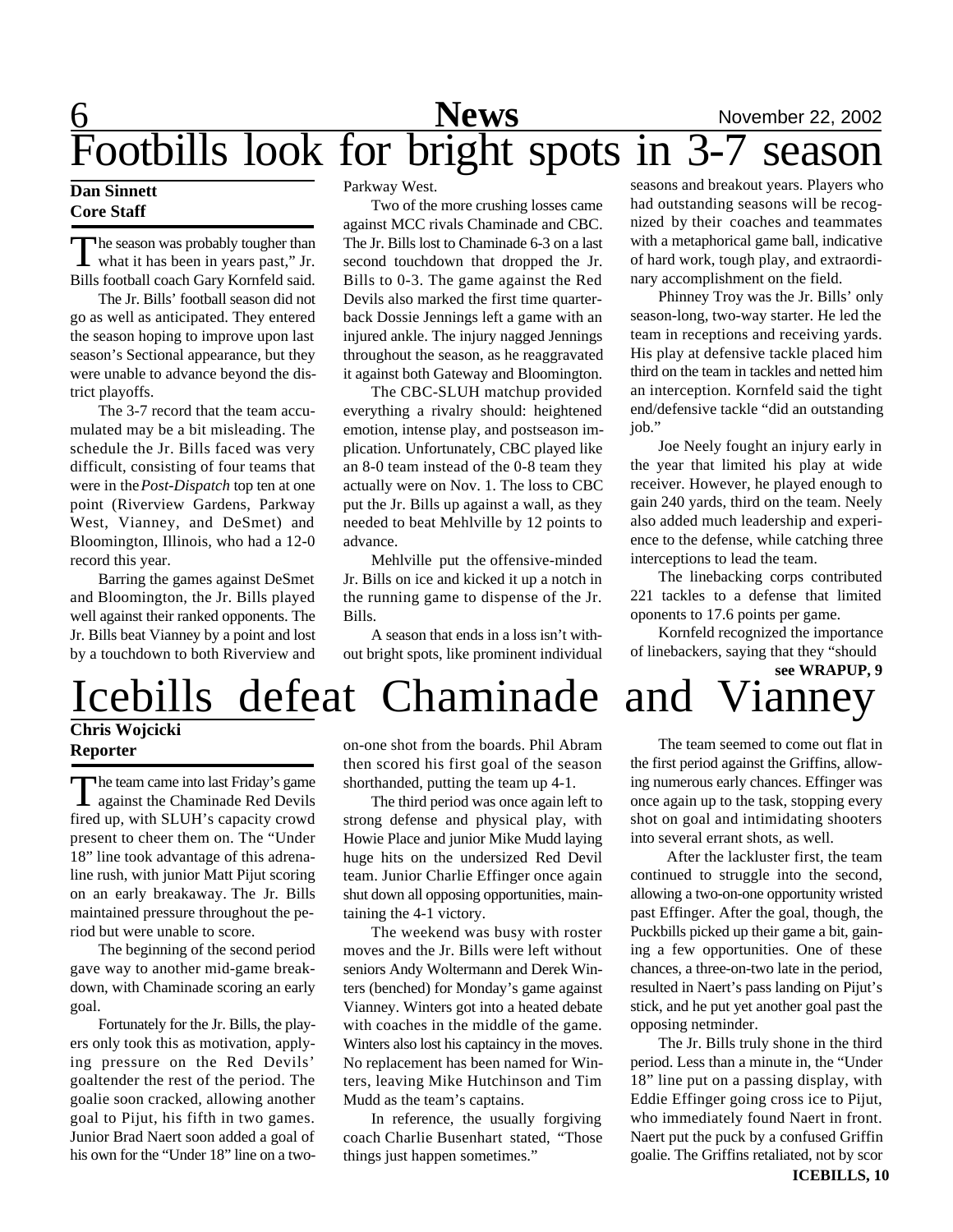# Footbills look for bright spots in 3-7 season

**Dan Sinnett**
**Core Staff**

"The season was probably tougher than what it has been in years past," Jr. Bills football coach Gary Kornfeld said.

The Jr. Bills' football season did not go as well as anticipated. They entered the season hoping to improve upon last season's Sectional appearance, but they were unable to advance beyond the district playoffs.

The 3-7 record that the team accumulated may be a bit misleading. The schedule the Jr. Bills faced was very difficult, consisting of four teams that were in the *Post-Dispatch* top ten at one point (Riverview Gardens, Parkway West, Vianney, and DeSmet) and Bloomington, Illinois, who had a 12-0 record this year.

Barring the games against DeSmet and Bloomington, the Jr. Bills played well against their ranked opponents. The Jr. Bills beat Vianney by a point and lost by a touchdown to both Riverview and Parkway West.

Two of the more crushing losses came against MCC rivals Chaminade and CBC. The Jr. Bills lost to Chaminade 6-3 on a last second touchdown that dropped the Jr. Bills to 0-3. The game against the Red Devils also marked the first time quarterback Dossie Jennings left a game with an injured ankle. The injury nagged Jennings throughout the season, as he reaggravated it against both Gateway and Bloomington.

The CBC-SLUH matchup provided everything a rivalry should: heightened emotion, intense play, and postseason implication. Unfortunately, CBC played like an 8-0 team instead of the 0-8 team they actually were on Nov. 1. The loss to CBC put the Jr. Bills up against a wall, as they needed to beat Mehlville by 12 points to advance.

Mehlville put the offensive-minded Jr. Bills on ice and kicked it up a notch in the running game to dispense of the Jr. Bills.

A season that ends in a loss isn't without bright spots, like prominent individual seasons and breakout years. Players who had outstanding seasons will be recognized by their coaches and teammates with a metaphorical game ball, indicative of hard work, tough play, and extraordinary accomplishment on the field.

Phinney Troy was the Jr. Bills' only season-long, two-way starter. He led the team in receptions and receiving yards. His play at defensive tackle placed him third on the team in tackles and netted him an interception. Kornfeld said the tight end/defensive tackle "did an outstanding job."

Joe Neely fought an injury early in the year that limited his play at wide receiver. However, he played enough to gain 240 yards, third on the team. Neely also added much leadership and experience to the defense, while catching three interceptions to lead the team.

The linebacking corps contributed 221 tackles to a defense that limited oponents to 17.6 points per game.

Kornfeld recognized the importance of linebackers, saying that they "should

**see WRAPUP, 9**

# Icebills defeat Chaminade and Vianney

**Chris Wojcicki**
**Reporter**

The team came into last Friday's game against the Chaminade Red Devils fired up, with SLUH's capacity crowd present to cheer them on. The "Under 18" line took advantage of this adrenaline rush, with junior Matt Pijut scoring on an early breakaway. The Jr. Bills maintained pressure throughout the period but were unable to score.

The beginning of the second period gave way to another mid-game breakdown, with Chaminade scoring an early goal.

Fortunately for the Jr. Bills, the players only took this as motivation, applying pressure on the Red Devils' goaltender the rest of the period. The goalie soon cracked, allowing another goal to Pijut, his fifth in two games. Junior Brad Naert soon added a goal of his own for the "Under 18" line on a two-on-one shot from the boards. Phil Abram then scored his first goal of the season shorthanded, putting the team up 4-1.

The third period was once again left to strong defense and physical play, with Howie Place and junior Mike Mudd laying huge hits on the undersized Red Devil team. Junior Charlie Effinger once again shut down all opposing opportunities, maintaining the 4-1 victory.

The weekend was busy with roster moves and the Jr. Bills were left without seniors Andy Woltermann and Derek Winters (benched) for Monday's game against Vianney. Winters got into a heated debate with coaches in the middle of the game. Winters also lost his captaincy in the moves. No replacement has been named for Winters, leaving Mike Hutchinson and Tim Mudd as the team's captains.

In reference, the usually forgiving coach Charlie Busenhart stated, "Those things just happen sometimes."

The team seemed to come out flat in the first period against the Griffins, allowing numerous early chances. Effinger was once again up to the task, stopping every shot on goal and intimidating shooters into several errant shots, as well.

After the lackluster first, the team continued to struggle into the second, allowing a two-on-one opportunity wristed past Effinger. After the goal, though, the Puckbills picked up their game a bit, gaining a few opportunities. One of these chances, a three-on-two late in the period, resulted in Naert's pass landing on Pijut's stick, and he put yet another goal past the opposing netminder.

The Jr. Bills truly shone in the third period. Less than a minute in, the "Under 18" line put on a passing display, with Eddie Effinger going cross ice to Pijut, who immediately found Naert in front. Naert put the puck by a confused Griffin goalie. The Griffins retaliated, not by scor

**ICEBILLS, 10**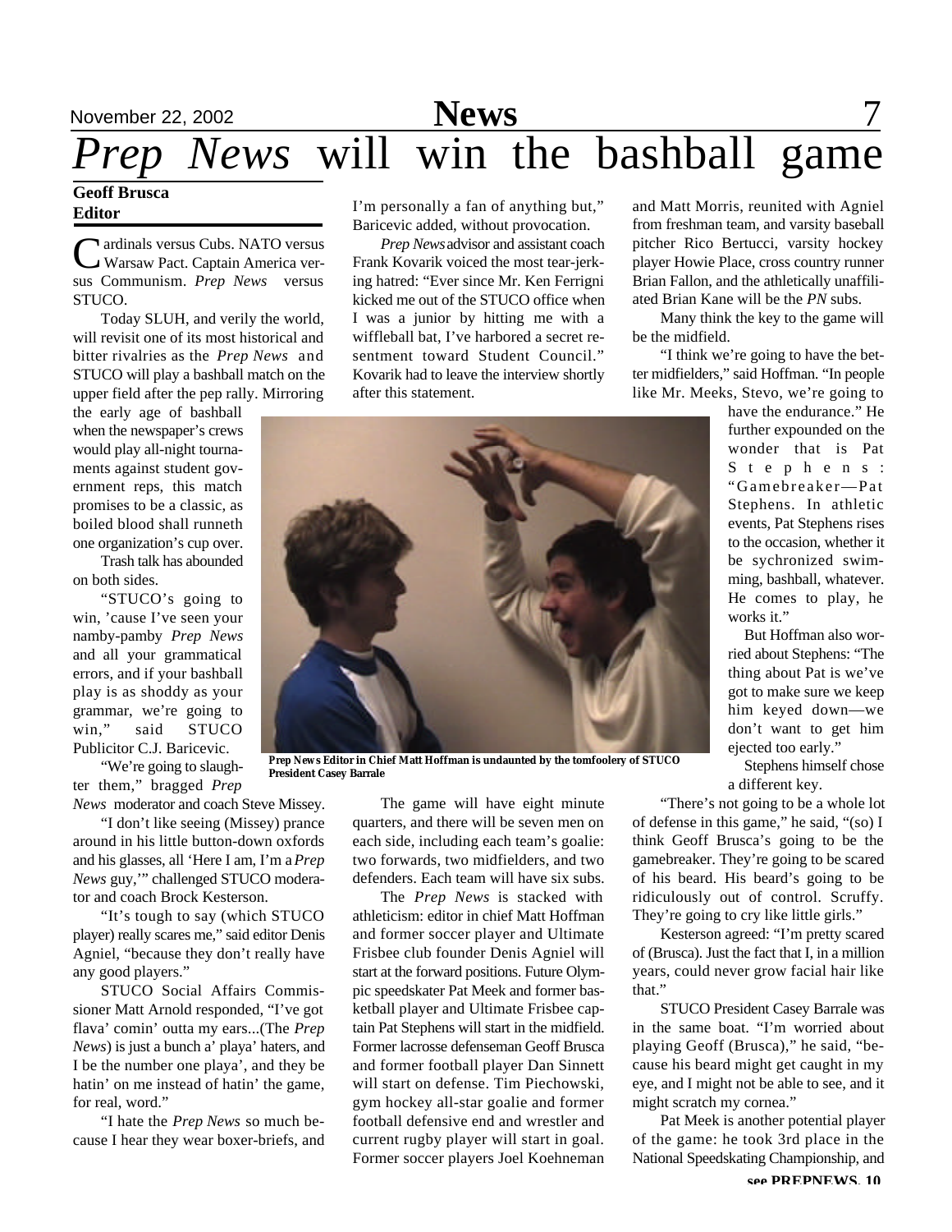# *Prep News* will win the bashball game

**Geoff Brusca**
**Editor**

Cardinals versus Cubs. NATO versus Warsaw Pact. Captain America versus Communism. *Prep News* versus STUCO.

Today SLUH, and verily the world, will revisit one of its most historical and bitter rivalries as the *Prep News* and STUCO will play a bashball match on the upper field after the pep rally. Mirroring the early age of bashball when the newspaper's crews would play all-night tournaments against student government reps, this match promises to be a classic, as boiled blood shall runneth one organization's cup over.

Trash talk has abounded on both sides.

"STUCO's going to win, 'cause I've seen your namby-pamby *Prep News* and all your grammatical errors, and if your bashball play is as shoddy as your grammar, we're going to win," said STUCO Publicitor C.J. Baricevic.

"We're going to slaughter them," bragged *Prep News* moderator and coach Steve Missey.

"I don't like seeing (Missey) prance around in his little button-down oxfords and his glasses, all 'Here I am, I'm a *Prep News* guy,'" challenged STUCO moderator and coach Brock Kesterson.

"It's tough to say (which STUCO player) really scares me," said editor Denis Agniel, "because they don't really have any good players."

STUCO Social Affairs Commissioner Matt Arnold responded, "I've got flava' comin' outta my ears...(The *Prep News*) is just a bunch a' playa' haters, and I be the number one playa', and they be hatin' on me instead of hatin' the game, for real, word."

"I hate the *Prep News* so much because I hear they wear boxer-briefs, and I'm personally a fan of anything but," Baricevic added, without provocation.

*Prep News* advisor and assistant coach Frank Kovarik voiced the most tear-jerking hatred: "Ever since Mr. Ken Ferrigni kicked me out of the STUCO office when I was a junior by hitting me with a wiffleball bat, I've harbored a secret resentment toward Student Council." Kovarik had to leave the interview shortly after this statement.

**Prep News Editor in Chief Matt Hoffman is undaunted by the tomfoolery of STUCO President Casey Barrale**

The game will have eight minute quarters, and there will be seven men on each side, including each team's goalie: two forwards, two midfielders, and two defenders. Each team will have six subs.

The *Prep News* is stacked with athleticism: editor in chief Matt Hoffman and former soccer player and Ultimate Frisbee club founder Denis Agniel will start at the forward positions. Future Olympic speedskater Pat Meek and former basketball player and Ultimate Frisbee captain Pat Stephens will start in the midfield. Former lacrosse defenseman Geoff Brusca and former football player Dan Sinnett will start on defense. Tim Piechowski, gym hockey all-star goalie and former football defensive end and wrestler and current rugby player will start in goal. Former soccer players Joel Koehneman and Matt Morris, reunited with Agniel from freshman team, and varsity baseball pitcher Rico Bertucci, varsity hockey player Howie Place, cross country runner Brian Fallon, and the athletically unaffiliated Brian Kane will be the *PN* subs.

Many think the key to the game will be the midfield.

"I think we're going to have the better midfielders," said Hoffman. "In people like Mr. Meeks, Stevo, we're going to have the endurance." He further expounded on the wonder that is Pat Stephens: "Gamebreaker—Pat Stephens. In athletic events, Pat Stephens rises to the occasion, whether it be sychronized swimming, bashball, whatever. He comes to play, he works it."

But Hoffman also worried about Stephens: "The thing about Pat is we've got to make sure we keep him keyed down—we don't want to get him ejected too early."

Stephens himself chose a different key.

"There's not going to be a whole lot of defense in this game," he said, "(so) I think Geoff Brusca's going to be the gamebreaker. They're going to be scared of his beard. His beard's going to be ridiculously out of control. Scruffy. They're going to cry like little girls."

Kesterson agreed: "I'm pretty scared of (Brusca). Just the fact that I, in a million years, could never grow facial hair like that."

STUCO President Casey Barrale was in the same boat. "I'm worried about playing Geoff (Brusca)," he said, "because his beard might get caught in my eye, and I might not be able to see, and it might scratch my cornea."

Pat Meek is another potential player of the game: he took 3rd place in the National Speedskating Championship, and

**see PREPNEWS, 10**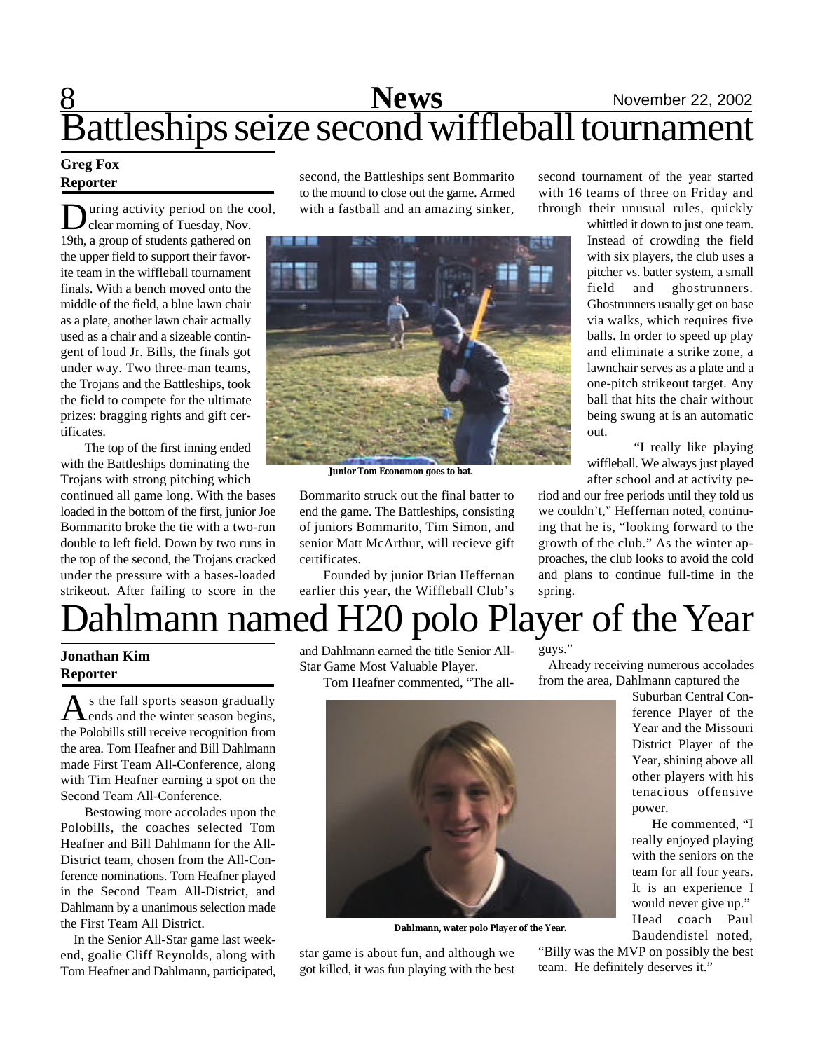# Battleships seize second wiffleball tournament

**Greg Fox**
**Reporter**

During activity period on the cool, clear morning of Tuesday, Nov. 19th, a group of students gathered on the upper field to support their favorite team in the wiffleball tournament finals. With a bench moved onto the middle of the field, a blue lawn chair as a plate, another lawn chair actually used as a chair and a sizeable contingent of loud Jr. Bills, the finals got under way. Two three-man teams, the Trojans and the Battleships, took the field to compete for the ultimate prizes: bragging rights and gift certificates.

The top of the first inning ended with the Battleships dominating the Trojans with strong pitching which continued all game long. With the bases loaded in the bottom of the first, junior Joe Bommarito broke the tie with a two-run double to left field. Down by two runs in the top of the second, the Trojans cracked under the pressure with a bases-loaded strikeout. After failing to score in the second, the Battleships sent Bommarito to the mound to close out the game. Armed with a fastball and an amazing sinker, Bommarito struck out the final batter to end the game. The Battleships, consisting of juniors Bommarito, Tim Simon, and senior Matt McArthur, will recieve gift certificates.

Junior Tom Economon goes to bat.

Founded by junior Brian Heffernan earlier this year, the Wiffleball Club's second tournament of the year started with 16 teams of three on Friday and through their unusual rules, quickly whittled it down to just one team. Instead of crowding the field with six players, the club uses a pitcher vs. batter system, a small field and ghostrunners. Ghostrunners usually get on base via walks, which requires five balls. In order to speed up play and eliminate a strike zone, a lawnchair serves as a plate and a one-pitch strikeout target. Any ball that hits the chair without being swung at is an automatic out.

"I really like playing wiffleball. We always just played after school and at activity period and our free periods until they told us we couldn't," Heffernan noted, continuing that he is, "looking forward to the growth of the club." As the winter approaches, the club looks to avoid the cold and plans to continue full-time in the spring.

# Dahlmann named H20 polo Player of the Year

**Jonathan Kim**
**Reporter**

As the fall sports season gradually ends and the winter season begins, the Polobills still receive recognition from the area. Tom Heafner and Bill Dahlmann made First Team All-Conference, along with Tim Heafner earning a spot on the Second Team All-Conference.

Bestowing more accolades upon the Polobills, the coaches selected Tom Heafner and Bill Dahlmann for the All-District team, chosen from the All-Conference nominations. Tom Heafner played in the Second Team All-District, and Dahlmann by a unanimous selection made the First Team All District.

In the Senior All-Star game last weekend, goalie Cliff Reynolds, along with Tom Heafner and Dahlmann, participated, and Dahlmann earned the title Senior All-Star Game Most Valuable Player.

Tom Heafner commented, "The all-star game is about fun, and although we got killed, it was fun playing with the best guys."

Dahlmann, water polo Player of the Year.

Already receiving numerous accolades from the area, Dahlmann captured the Suburban Central Conference Player of the Year and the Missouri District Player of the Year, shining above all other players with his tenacious offensive power.

He commented, "I really enjoyed playing with the seniors on the team for all four years. It is an experience I would never give up." Head coach Paul Baudendistel noted, "Billy was the MVP on possibly the best team. He definitely deserves it."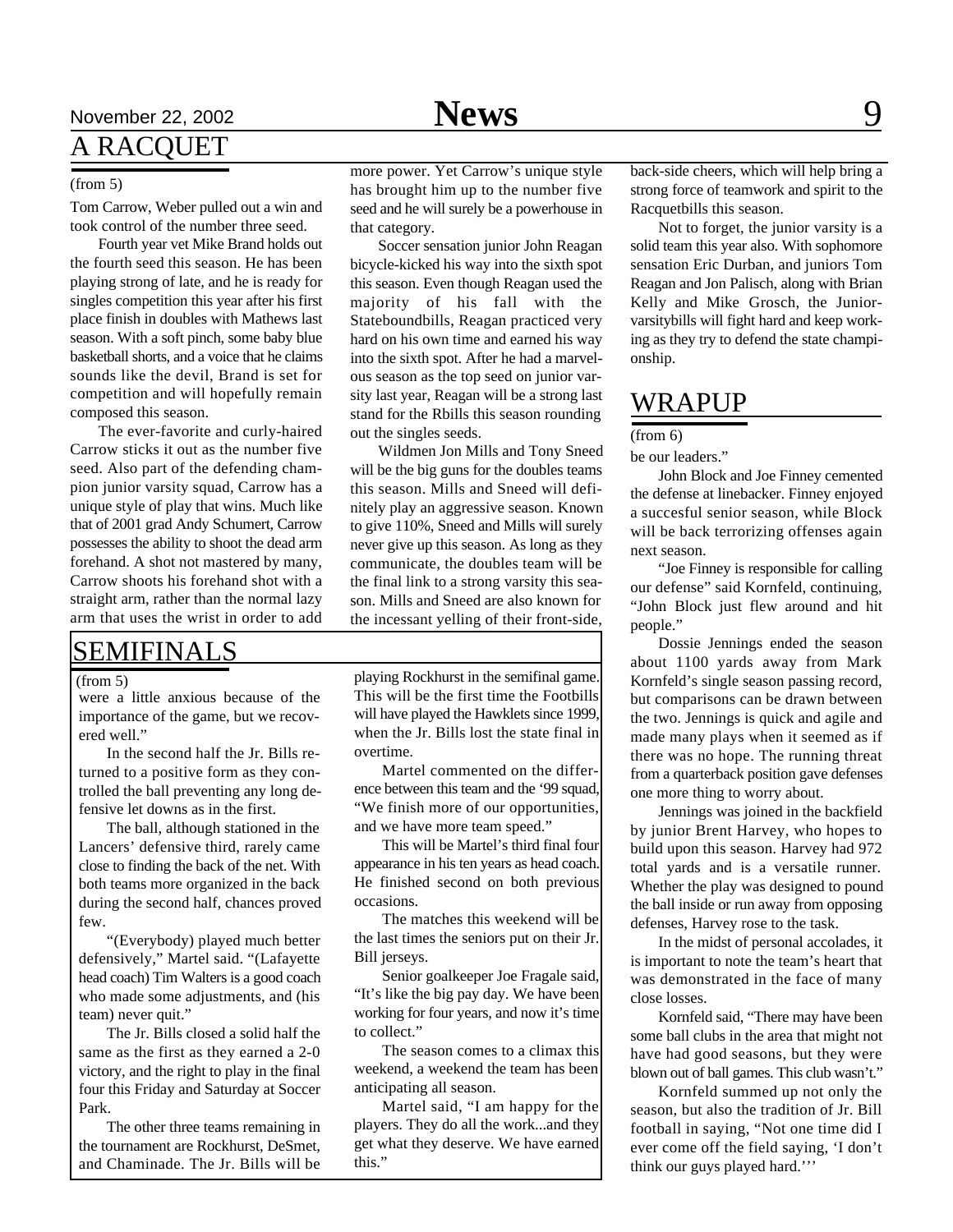## A RACQUET

(from 5)

Tom Carrow, Weber pulled out a win and took control of the number three seed.

Fourth year vet Mike Brand holds out the fourth seed this season. He has been playing strong of late, and he is ready for singles competition this year after his first place finish in doubles with Mathews last season. With a soft pinch, some baby blue basketball shorts, and a voice that he claims sounds like the devil, Brand is set for competition and will hopefully remain composed this season.

The ever-favorite and curly-haired Carrow sticks it out as the number five seed. Also part of the defending champion junior varsity squad, Carrow has a unique style of play that wins. Much like that of 2001 grad Andy Schumert, Carrow possesses the ability to shoot the dead arm forehand. A shot not mastered by many, Carrow shoots his forehand shot with a straight arm, rather than the normal lazy arm that uses the wrist in order to add more power. Yet Carrow's unique style has brought him up to the number five seed and he will surely be a powerhouse in that category.

Soccer sensation junior John Reagan bicycle-kicked his way into the sixth spot this season. Even though Reagan used the majority of his fall with the Stateboundbills, Reagan practiced very hard on his own time and earned his way into the sixth spot. After he had a marvelous season as the top seed on junior varsity last year, Reagan will be a strong last stand for the Rbills this season rounding out the singles seeds.

Wildmen Jon Mills and Tony Sneed will be the big guns for the doubles teams this season. Mills and Sneed will definitely play an aggressive season. Known to give 110%, Sneed and Mills will surely never give up this season. As long as they communicate, the doubles team will be the final link to a strong varsity this season. Mills and Sneed are also known for the incessant yelling of their front-side, back-side cheers, which will help bring a strong force of teamwork and spirit to the Racquetbills this season.

Not to forget, the junior varsity is a solid team this year also. With sophomore sensation Eric Durban, and juniors Tom Reagan and Jon Palisch, along with Brian Kelly and Mike Grosch, the Junior-varsitybills will fight hard and keep working as they try to defend the state championship.

## SEMIFINALS

(from 5)

were a little anxious because of the importance of the game, but we recovered well."

In the second half the Jr. Bills returned to a positive form as they controlled the ball preventing any long defensive let downs as in the first.

The ball, although stationed in the Lancers' defensive third, rarely came close to finding the back of the net. With both teams more organized in the back during the second half, chances proved few.

"(Everybody) played much better defensively," Martel said. "(Lafayette head coach) Tim Walters is a good coach who made some adjustments, and (his team) never quit."

The Jr. Bills closed a solid half the same as the first as they earned a 2-0 victory, and the right to play in the final four this Friday and Saturday at Soccer Park.

The other three teams remaining in the tournament are Rockhurst, DeSmet, and Chaminade. The Jr. Bills will be playing Rockhurst in the semifinal game. This will be the first time the Footbills will have played the Hawklets since 1999, when the Jr. Bills lost the state final in overtime.

Martel commented on the difference between this team and the '99 squad, "We finish more of our opportunities, and we have more team speed."

This will be Martel's third final four appearance in his ten years as head coach. He finished second on both previous occasions.

The matches this weekend will be the last times the seniors put on their Jr. Bill jerseys.

Senior goalkeeper Joe Fragale said, "It's like the big pay day. We have been working for four years, and now it's time to collect."

The season comes to a climax this weekend, a weekend the team has been anticipating all season.

Martel said, "I am happy for the players. They do all the work...and they get what they deserve. We have earned this."

## WRAPUP

(from 6)

be our leaders."

John Block and Joe Finney cemented the defense at linebacker. Finney enjoyed a succesful senior season, while Block will be back terrorizing offenses again next season.

"Joe Finney is responsible for calling our defense" said Kornfeld, continuing, "John Block just flew around and hit people."

Dossie Jennings ended the season about 1100 yards away from Mark Kornfeld's single season passing record, but comparisons can be drawn between the two. Jennings is quick and agile and made many plays when it seemed as if there was no hope. The running threat from a quarterback position gave defenses one more thing to worry about.

Jennings was joined in the backfield by junior Brent Harvey, who hopes to build upon this season. Harvey had 972 total yards and is a versatile runner. Whether the play was designed to pound the ball inside or run away from opposing defenses, Harvey rose to the task.

In the midst of personal accolades, it is important to note the team's heart that was demonstrated in the face of many close losses.

Kornfeld said, "There may have been some ball clubs in the area that might not have had good seasons, but they were blown out of ball games. This club wasn't."

Kornfeld summed up not only the season, but also the tradition of Jr. Bill football in saying, "Not one time did I ever come off the field saying, 'I don't think our guys played hard.'"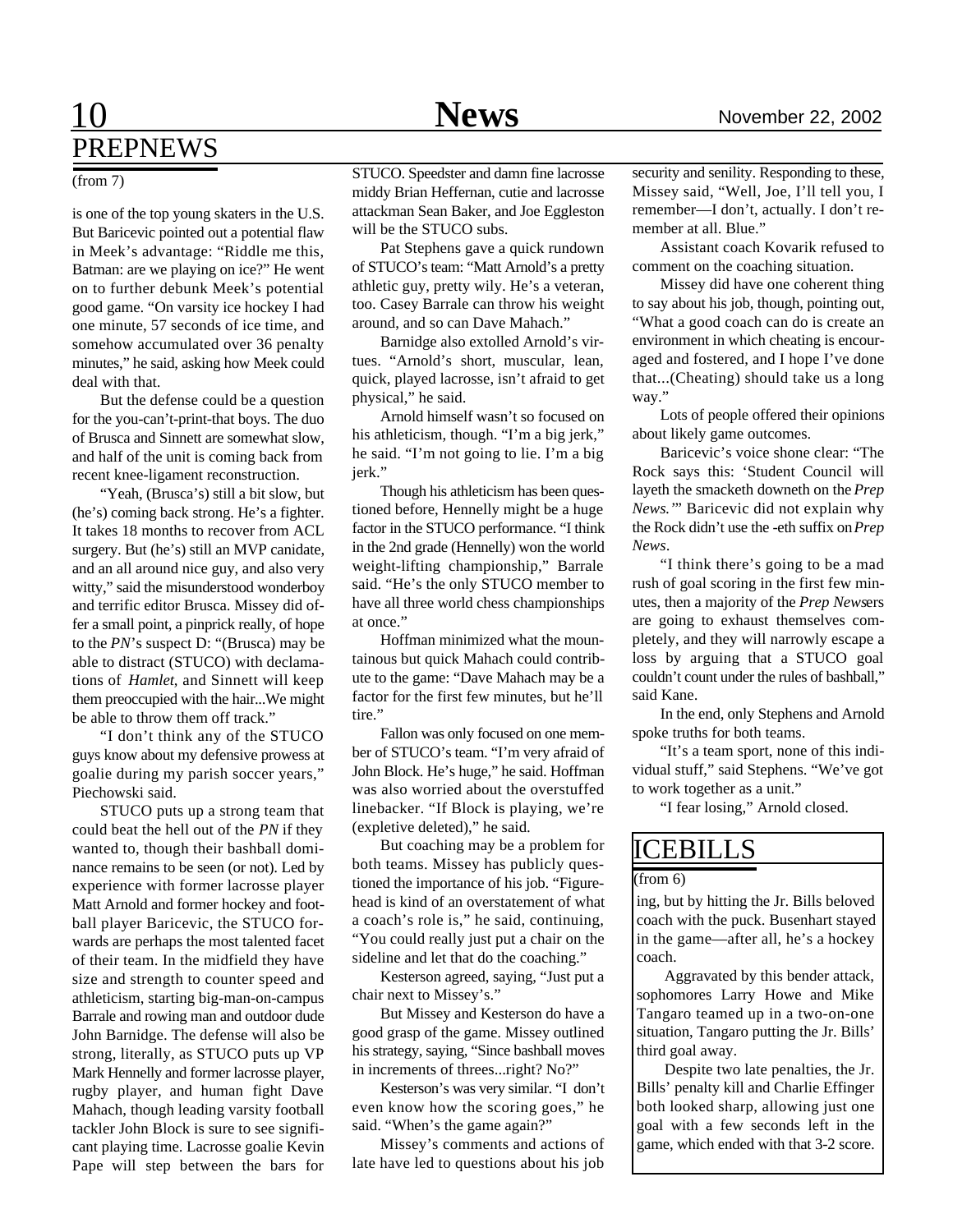## PREPNEWS

(from 7)

is one of the top young skaters in the U.S. But Baricevic pointed out a potential flaw in Meek's advantage: "Riddle me this, Batman: are we playing on ice?" He went on to further debunk Meek's potential good game. "On varsity ice hockey I had one minute, 57 seconds of ice time, and somehow accumulated over 36 penalty minutes," he said, asking how Meek could deal with that.

But the defense could be a question for the you-can't-print-that boys. The duo of Brusca and Sinnett are somewhat slow, and half of the unit is coming back from recent knee-ligament reconstruction.

"Yeah, (Brusca's) still a bit slow, but (he's) coming back strong. He's a fighter. It takes 18 months to recover from ACL surgery. But (he's) still an MVP canidate, and an all around nice guy, and also very witty," said the misunderstood wonderboy and terrific editor Brusca. Missey did offer a small point, a pinprick really, of hope to the *PN*'s suspect D: "(Brusca) may be able to distract (STUCO) with declamations of *Hamlet*, and Sinnett will keep them preoccupied with the hair...We might be able to throw them off track."

"I don't think any of the STUCO guys know about my defensive prowess at goalie during my parish soccer years," Piechowski said.

STUCO puts up a strong team that could beat the hell out of the *PN* if they wanted to, though their bashball dominance remains to be seen (or not). Led by experience with former lacrosse player Matt Arnold and former hockey and football player Baricevic, the STUCO forwards are perhaps the most talented facet of their team. In the midfield they have size and strength to counter speed and athleticism, starting big-man-on-campus Barrale and rowing man and outdoor dude John Barnidge. The defense will also be strong, literally, as STUCO puts up VP Mark Hennelly and former lacrosse player, rugby player, and human fight Dave Mahach, though leading varsity football tackler John Block is sure to see significant playing time. Lacrosse goalie Kevin Pape will step between the bars for STUCO. Speedster and damn fine lacrosse middy Brian Heffernan, cutie and lacrosse attackman Sean Baker, and Joe Eggleston will be the STUCO subs.

Pat Stephens gave a quick rundown of STUCO's team: "Matt Arnold's a pretty athletic guy, pretty wily. He's a veteran, too. Casey Barrale can throw his weight around, and so can Dave Mahach."

Barnidge also extolled Arnold's virtues. "Arnold's short, muscular, lean, quick, played lacrosse, isn't afraid to get physical," he said.

Arnold himself wasn't so focused on his athleticism, though. "I'm a big jerk," he said. "I'm not going to lie. I'm a big jerk."

Though his athleticism has been questioned before, Hennelly might be a huge factor in the STUCO performance. "I think in the 2nd grade (Hennelly) won the world weight-lifting championship," Barrale said. "He's the only STUCO member to have all three world chess championships at once."

Hoffman minimized what the mountainous but quick Mahach could contribute to the game: "Dave Mahach may be a factor for the first few minutes, but he'll tire."

Fallon was only focused on one member of STUCO's team. "I'm very afraid of John Block. He's huge," he said. Hoffman was also worried about the overstuffed linebacker. "If Block is playing, we're (expletive deleted)," he said.

But coaching may be a problem for both teams. Missey has publicly questioned the importance of his job. "Figurehead is kind of an overstatement of what a coach's role is," he said, continuing, "You could really just put a chair on the sideline and let that do the coaching."

Kesterson agreed, saying, "Just put a chair next to Missey's."

But Missey and Kesterson do have a good grasp of the game. Missey outlined his strategy, saying, "Since bashball moves in increments of threes...right? No?"

Kesterson's was very similar. "I don't even know how the scoring goes," he said. "When's the game again?"

Missey's comments and actions of late have led to questions about his job security and senility. Responding to these, Missey said, "Well, Joe, I'll tell you, I remember—I don't, actually. I don't remember at all. Blue."

Assistant coach Kovarik refused to comment on the coaching situation.

Missey did have one coherent thing to say about his job, though, pointing out, "What a good coach can do is create an environment in which cheating is encouraged and fostered, and I hope I've done that...(Cheating) should take us a long way."

Lots of people offered their opinions about likely game outcomes.

Baricevic's voice shone clear: "The Rock says this: 'Student Council will layeth the smacketh downeth on the *Prep News.'*" Baricevic did not explain why the Rock didn't use the -eth suffix on *Prep News*.

"I think there's going to be a mad rush of goal scoring in the first few minutes, then a majority of the *Prep News*ers are going to exhaust themselves completely, and they will narrowly escape a loss by arguing that a STUCO goal couldn't count under the rules of bashball," said Kane.

In the end, only Stephens and Arnold spoke truths for both teams.

"It's a team sport, none of this individual stuff," said Stephens. "We've got to work together as a unit."

"I fear losing," Arnold closed.

## ICEBILLS

(from 6)

ing, but by hitting the Jr. Bills beloved coach with the puck. Busenhart stayed in the game—after all, he's a hockey coach.

Aggravated by this bender attack, sophomores Larry Howe and Mike Tangaro teamed up in a two-on-one situation, Tangaro putting the Jr. Bills' third goal away.

Despite two late penalties, the Jr. Bills' penalty kill and Charlie Effinger both looked sharp, allowing just one goal with a few seconds left in the game, which ended with that 3-2 score.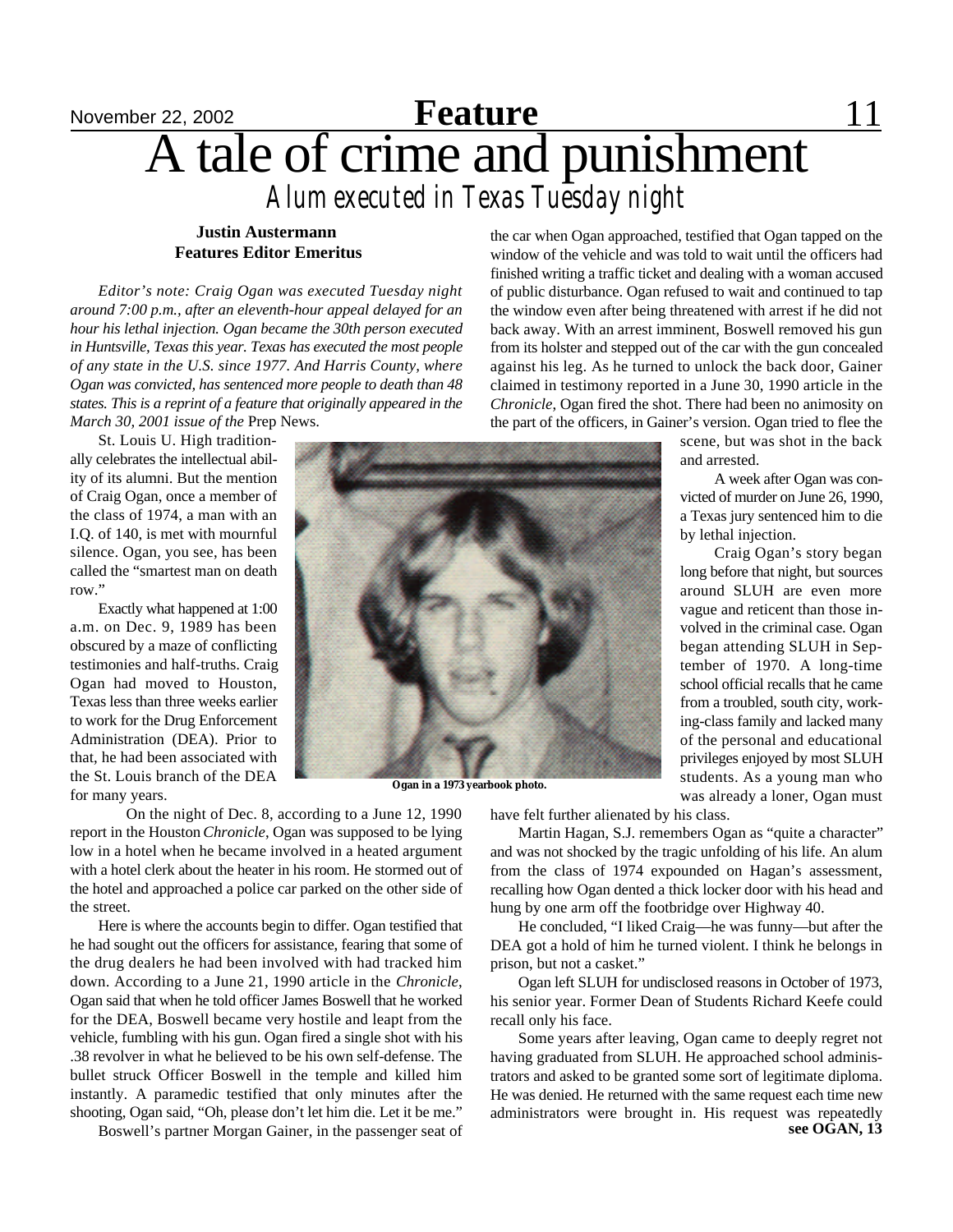# A tale of crime and punishment

## *Alum executed in Texas Tuesday night*

**Justin Austermann**
**Features Editor Emeritus**

*Editor's note: Craig Ogan was executed Tuesday night around 7:00 p.m., after an eleventh-hour appeal delayed for an hour his lethal injection. Ogan became the 30th person executed in Huntsville, Texas this year. Texas has executed the most people of any state in the U.S. since 1977. And Harris County, where Ogan was convicted, has sentenced more people to death than 48 states. This is a reprint of a feature that originally appeared in the March 30, 2001 issue of the* Prep News.

St. Louis U. High traditionally celebrates the intellectual ability of its alumni. But the mention of Craig Ogan, once a member of the class of 1974, a man with an I.Q. of 140, is met with mournful silence. Ogan, you see, has been called the "smartest man on death row."

Exactly what happened at 1:00 a.m. on Dec. 9, 1989 has been obscured by a maze of conflicting testimonies and half-truths. Craig Ogan had moved to Houston, Texas less than three weeks earlier to work for the Drug Enforcement Administration (DEA). Prior to that, he had been associated with the St. Louis branch of the DEA for many years.

Ogan in a 1973 yearbook photo.

On the night of Dec. 8, according to a June 12, 1990 report in the Houston *Chronicle*, Ogan was supposed to be lying low in a hotel when he became involved in a heated argument with a hotel clerk about the heater in his room. He stormed out of the hotel and approached a police car parked on the other side of the street.

Here is where the accounts begin to differ. Ogan testified that he had sought out the officers for assistance, fearing that some of the drug dealers he had been involved with had tracked him down. According to a June 21, 1990 article in the *Chronicle*, Ogan said that when he told officer James Boswell that he worked for the DEA, Boswell became very hostile and leapt from the vehicle, fumbling with his gun. Ogan fired a single shot with his .38 revolver in what he believed to be his own self-defense. The bullet struck Officer Boswell in the temple and killed him instantly. A paramedic testified that only minutes after the shooting, Ogan said, "Oh, please don't let him die. Let it be me."

Boswell's partner Morgan Gainer, in the passenger seat of the car when Ogan approached, testified that Ogan tapped on the window of the vehicle and was told to wait until the officers had finished writing a traffic ticket and dealing with a woman accused of public disturbance. Ogan refused to wait and continued to tap the window even after being threatened with arrest if he did not back away. With an arrest imminent, Boswell removed his gun from its holster and stepped out of the car with the gun concealed against his leg. As he turned to unlock the back door, Gainer claimed in testimony reported in a June 30, 1990 article in the *Chronicle*, Ogan fired the shot. There had been no animosity on the part of the officers, in Gainer's version. Ogan tried to flee the scene, but was shot in the back and arrested.

A week after Ogan was convicted of murder on June 26, 1990, a Texas jury sentenced him to die by lethal injection.

Craig Ogan's story began long before that night, but sources around SLUH are even more vague and reticent than those involved in the criminal case. Ogan began attending SLUH in September of 1970. A long-time school official recalls that he came from a troubled, south city, working-class family and lacked many of the personal and educational privileges enjoyed by most SLUH students. As a young man who was already a loner, Ogan must have felt further alienated by his class.

Martin Hagan, S.J. remembers Ogan as "quite a character" and was not shocked by the tragic unfolding of his life. An alum from the class of 1974 expounded on Hagan's assessment, recalling how Ogan dented a thick locker door with his head and hung by one arm off the footbridge over Highway 40.

He concluded, "I liked Craig—he was funny—but after the DEA got a hold of him he turned violent. I think he belongs in prison, but not a casket."

Ogan left SLUH for undisclosed reasons in October of 1973, his senior year. Former Dean of Students Richard Keefe could recall only his face.

Some years after leaving, Ogan came to deeply regret not having graduated from SLUH. He approached school administrators and asked to be granted some sort of legitimate diploma. He was denied. He returned with the same request each time new administrators were brought in. His request was repeatedly

**see OGAN, 13**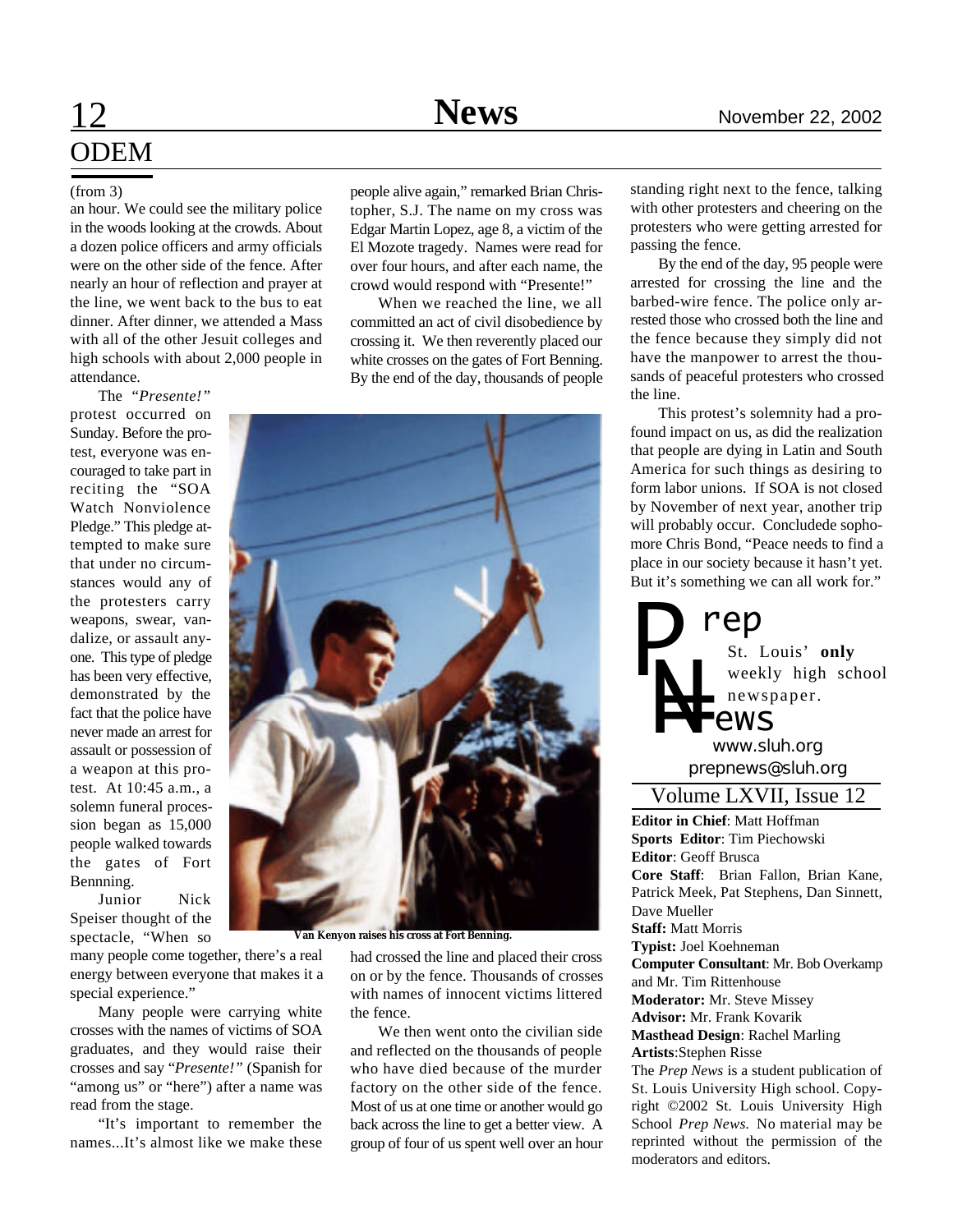## ODEM

(from 3)

an hour. We could see the military police in the woods looking at the crowds. About a dozen police officers and army officials were on the other side of the fence. After nearly an hour of reflection and prayer at the line, we went back to the bus to eat dinner. After dinner, we attended a Mass with all of the other Jesuit colleges and high schools with about 2,000 people in attendance.

The *"Presente!"* protest occurred on Sunday. Before the protest, everyone was encouraged to take part in reciting the "SOA Watch Nonviolence Pledge." This pledge attempted to make sure that under no circumstances would any of the protesters carry weapons, swear, vandalize, or assault anyone. This type of pledge has been very effective, demonstrated by the fact that the police have never made an arrest for assault or possession of a weapon at this protest. At 10:45 a.m., a solemn funeral procession began as 15,000 people walked towards the gates of Fort Bennning.

Junior Nick Speiser thought of the spectacle, "When so many people come together, there's a real energy between everyone that makes it a special experience."

Many people were carrying white crosses with the names of victims of SOA graduates, and they would raise their crosses and say *"Presente!"* (Spanish for "among us" or "here") after a name was read from the stage.

"It's important to remember the names...It's almost like we make these people alive again," remarked Brian Christopher, S.J. The name on my cross was Edgar Martin Lopez, age 8, a victim of the El Mozote tragedy. Names were read for over four hours, and after each name, the crowd would respond with "Presente!"

When we reached the line, we all committed an act of civil disobedience by crossing it. We then reverently placed our white crosses on the gates of Fort Benning. By the end of the day, thousands of people had crossed the line and placed their cross on or by the fence. Thousands of crosses with names of innocent victims littered the fence.

**Van Kenyon raises his cross at Fort Benning.**

We then went onto the civilian side and reflected on the thousands of people who have died because of the murder factory on the other side of the fence. Most of us at one time or another would go back across the line to get a better view. A group of four of us spent well over an hour standing right next to the fence, talking with other protesters and cheering on the protesters who were getting arrested for passing the fence.

By the end of the day, 95 people were arrested for crossing the line and the barbed-wire fence. The police only arrested those who crossed both the line and the fence because they simply did not have the manpower to arrest the thousands of peaceful protesters who crossed the line.

This protest's solemnity had a profound impact on us, as did the realization that people are dying in Latin and South America for such things as desiring to form labor unions. If SOA is not closed by November of next year, another trip will probably occur. Concludede sophomore Chris Bond, "Peace needs to find a place in our society because it hasn't yet. But it's something we can all work for."

---

**Prep News**

St. Louis' **only** weekly high school newspaper.

www.sluh.org
prepnews@sluh.org

Volume LXVII, Issue 12

**Editor in Chief**: Matt Hoffman
**Sports Editor**: Tim Piechowski
**Editor**: Geoff Brusca
**Core Staff**: Brian Fallon, Brian Kane, Patrick Meek, Pat Stephens, Dan Sinnett, Dave Mueller
**Staff:** Matt Morris
**Typist:** Joel Koehneman
**Computer Consultant**: Mr. Bob Overkamp and Mr. Tim Rittenhouse
**Moderator:** Mr. Steve Missey
**Advisor:** Mr. Frank Kovarik
**Masthead Design**: Rachel Marling
**Artists**:Stephen Risse

The *Prep News* is a student publication of St. Louis University High school. Copyright ©2002 St. Louis University High School *Prep News*. No material may be reprinted without the permission of the moderators and editors.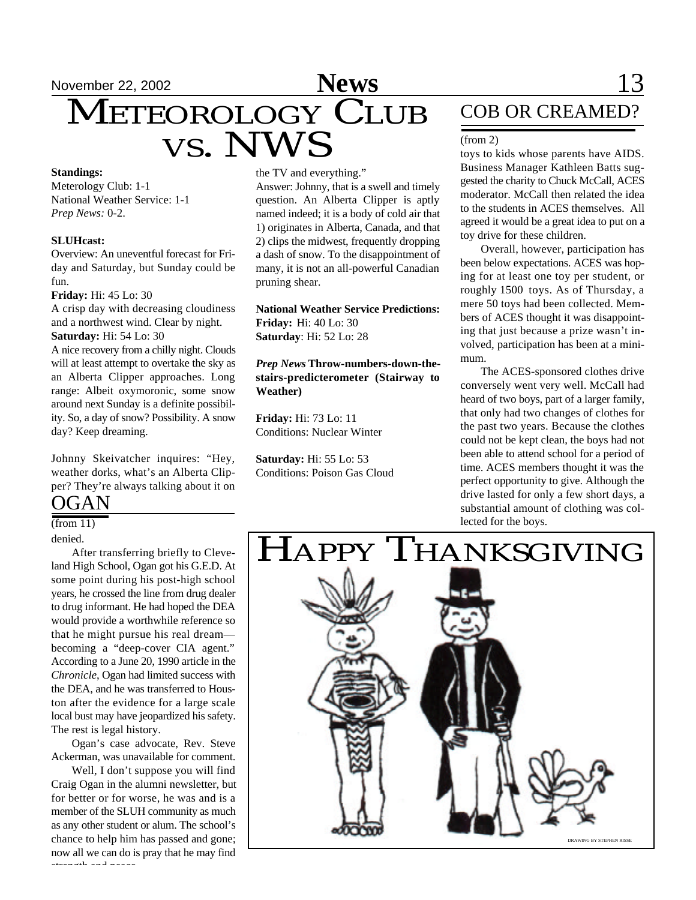# METEOROLOGY CLUB VS. NWS

**Standings:**
Meterology Club: 1-1
National Weather Service: 1-1
*Prep News:* 0-2.

**SLUHcast:**
Overview: An uneventful forecast for Friday and Saturday, but Sunday could be fun.

**Friday:** Hi: 45 Lo: 30
A crisp day with decreasing cloudiness and a northwest wind. Clear by night.

**Saturday:** Hi: 54 Lo: 30
A nice recovery from a chilly night. Clouds will at least attempt to overtake the sky as an Alberta Clipper approaches. Long range: Albeit oxymoronic, some snow around next Sunday is a definite possibility. So, a day of snow? Possibility. A snow day? Keep dreaming.

Johnny Skeivatcher inquires: "Hey, weather dorks, what's an Alberta Clipper? They're always talking about it on the TV and everything."

Answer: Johnny, that is a swell and timely question. An Alberta Clipper is aptly named indeed; it is a body of cold air that 1) originates in Alberta, Canada, and that 2) clips the midwest, frequently dropping a dash of snow. To the disappointment of many, it is not an all-powerful Canadian pruning shear.

**National Weather Service Predictions:**
**Friday:** Hi: 40 Lo: 30
**Saturday**: Hi: 52 Lo: 28

***Prep News* Throw-numbers-down-the-stairs-predicterometer (Stairway to Weather)**

**Friday:** Hi: 73 Lo: 11
Conditions: Nuclear Winter

**Saturday:** Hi: 55 Lo: 53
Conditions: Poison Gas Cloud

## OGAN

(from 11)

denied.

After transferring briefly to Cleveland High School, Ogan got his G.E.D. At some point during his post-high school years, he crossed the line from drug dealer to drug informant. He had hoped the DEA would provide a worthwhile reference so that he might pursue his real dream—becoming a "deep-cover CIA agent." According to a June 20, 1990 article in the *Chronicle*, Ogan had limited success with the DEA, and he was transferred to Houston after the evidence for a large scale local bust may have jeopardized his safety. The rest is legal history.

Ogan's case advocate, Rev. Steve Ackerman, was unavailable for comment.

Well, I don't suppose you will find Craig Ogan in the alumni newsletter, but for better or for worse, he was and is a member of the SLUH community as much as any other student or alum. The school's chance to help him has passed and gone; now all we can do is pray that he may find strength and peace.

## COB OR CREAMED?

(from 2)

toys to kids whose parents have AIDS. Business Manager Kathleen Batts suggested the charity to Chuck McCall, ACES moderator. McCall then related the idea to the students in ACES themselves. All agreed it would be a great idea to put on a toy drive for these children.

Overall, however, participation has been below expectations. ACES was hoping for at least one toy per student, or roughly 1500 toys. As of Thursday, a mere 50 toys had been collected. Members of ACES thought it was disappointing that just because a prize wasn't involved, participation has been at a minimum.

The ACES-sponsored clothes drive conversely went very well. McCall had heard of two boys, part of a larger family, that only had two changes of clothes for the past two years. Because the clothes could not be kept clean, the boys had not been able to attend school for a period of time. ACES members thought it was the perfect opportunity to give. Although the drive lasted for only a few short days, a substantial amount of clothing was collected for the boys.

# HAPPY THANKSGIVING

DRAWING BY STEPHEN RISSE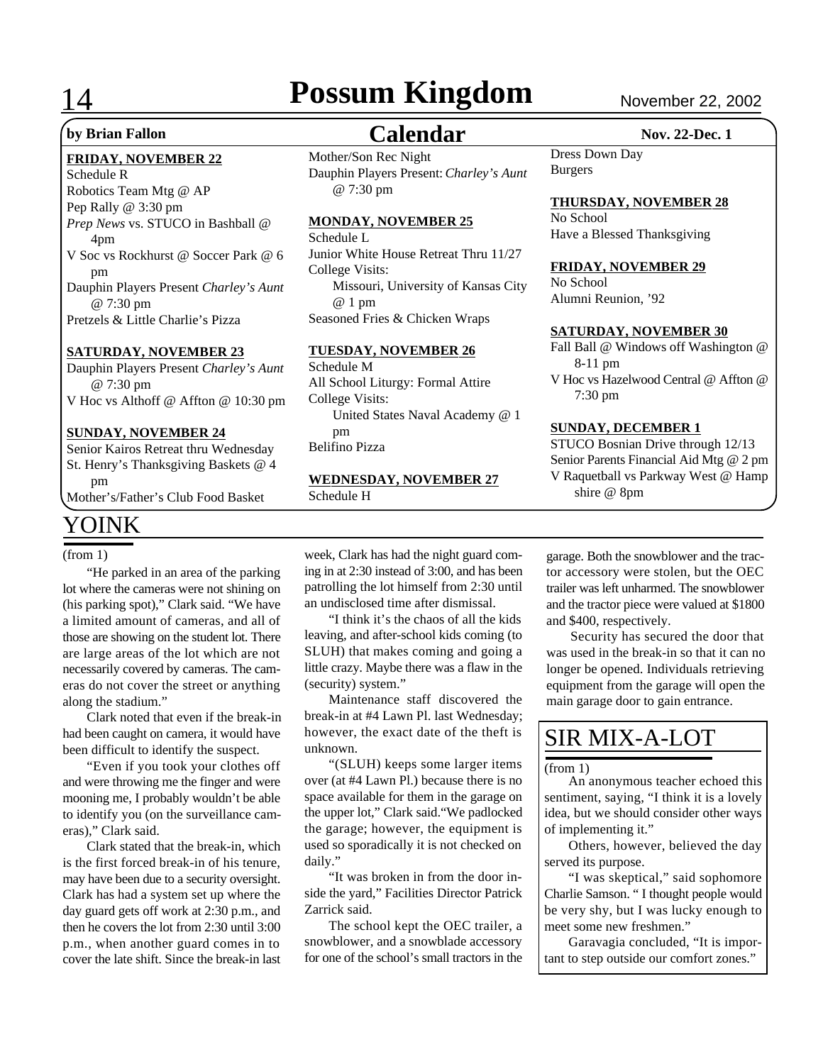# Possum Kingdom

## Calendar

**by Brian Fallon** — **Nov. 22-Dec. 1**

**FRIDAY, NOVEMBER 22**
Schedule R
Robotics Team Mtg @ AP
Pep Rally @ 3:30 pm
*Prep News* vs. STUCO in Bashball @ 4pm
V Soc vs Rockhurst @ Soccer Park @ 6 pm
Dauphin Players Present *Charley's Aunt* @ 7:30 pm
Pretzels & Little Charlie's Pizza

**SATURDAY, NOVEMBER 23**
Dauphin Players Present *Charley's Aunt* @ 7:30 pm
V Hoc vs Althoff @ Affton @ 10:30 pm

**SUNDAY, NOVEMBER 24**
Senior Kairos Retreat thru Wednesday
St. Henry's Thanksgiving Baskets @ 4 pm
Mother's/Father's Club Food Basket
Mother/Son Rec Night
Dauphin Players Present: *Charley's Aunt* @ 7:30 pm

**MONDAY, NOVEMBER 25**
Schedule L
Junior White House Retreat Thru 11/27
College Visits:
Missouri, University of Kansas City @ 1 pm
Seasoned Fries & Chicken Wraps

**TUESDAY, NOVEMBER 26**
Schedule M
All School Liturgy: Formal Attire
College Visits:
United States Naval Academy @ 1 pm
Belifino Pizza

**WEDNESDAY, NOVEMBER 27**
Schedule H
Dress Down Day
Burgers

**THURSDAY, NOVEMBER 28**
No School
Have a Blessed Thanksgiving

**FRIDAY, NOVEMBER 29**
No School
Alumni Reunion, '92

**SATURDAY, NOVEMBER 30**
Fall Ball @ Windows off Washington @ 8-11 pm
V Hoc vs Hazelwood Central @ Affton @ 7:30 pm

**SUNDAY, DECEMBER 1**
STUCO Bosnian Drive through 12/13
Senior Parents Financial Aid Mtg @ 2 pm
V Raquetball vs Parkway West @ Hampshire @ 8pm

## YOINK

(from 1)

"He parked in an area of the parking lot where the cameras were not shining on (his parking spot)," Clark said. "We have a limited amount of cameras, and all of those are showing on the student lot. There are large areas of the lot which are not necessarily covered by cameras. The cameras do not cover the street or anything along the stadium."

Clark noted that even if the break-in had been caught on camera, it would have been difficult to identify the suspect.

"Even if you took your clothes off and were throwing me the finger and were mooning me, I probably wouldn't be able to identify you (on the surveillance cameras)," Clark said.

Clark stated that the break-in, which is the first forced break-in of his tenure, may have been due to a security oversight. Clark has had a system set up where the day guard gets off work at 2:30 p.m., and then he covers the lot from 2:30 until 3:00 p.m., when another guard comes in to cover the late shift. Since the break-in last week, Clark has had the night guard coming in at 2:30 instead of 3:00, and has been patrolling the lot himself from 2:30 until an undisclosed time after dismissal.

"I think it's the chaos of all the kids leaving, and after-school kids coming (to SLUH) that makes coming and going a little crazy. Maybe there was a flaw in the (security) system."

Maintenance staff discovered the break-in at #4 Lawn Pl. last Wednesday; however, the exact date of the theft is unknown.

"(SLUH) keeps some larger items over (at #4 Lawn Pl.) because there is no space available for them in the garage on the upper lot," Clark said."We padlocked the garage; however, the equipment is used so sporadically it is not checked on daily."

"It was broken in from the door inside the yard," Facilities Director Patrick Zarrick said.

The school kept the OEC trailer, a snowblower, and a snowblade accessory for one of the school's small tractors in the garage. Both the snowblower and the tractor accessory were stolen, but the OEC trailer was left unharmed. The snowblower and the tractor piece were valued at $1800 and $400, respectively.

Security has secured the door that was used in the break-in so that it can no longer be opened. Individuals retrieving equipment from the garage will open the main garage door to gain entrance.

## SIR MIX-A-LOT

(from 1)

An anonymous teacher echoed this sentiment, saying, "I think it is a lovely idea, but we should consider other ways of implementing it."

Others, however, believed the day served its purpose.

"I was skeptical," said sophomore Charlie Samson. " I thought people would be very shy, but I was lucky enough to meet some new freshmen."

Garavagia concluded, "It is important to step outside our comfort zones."